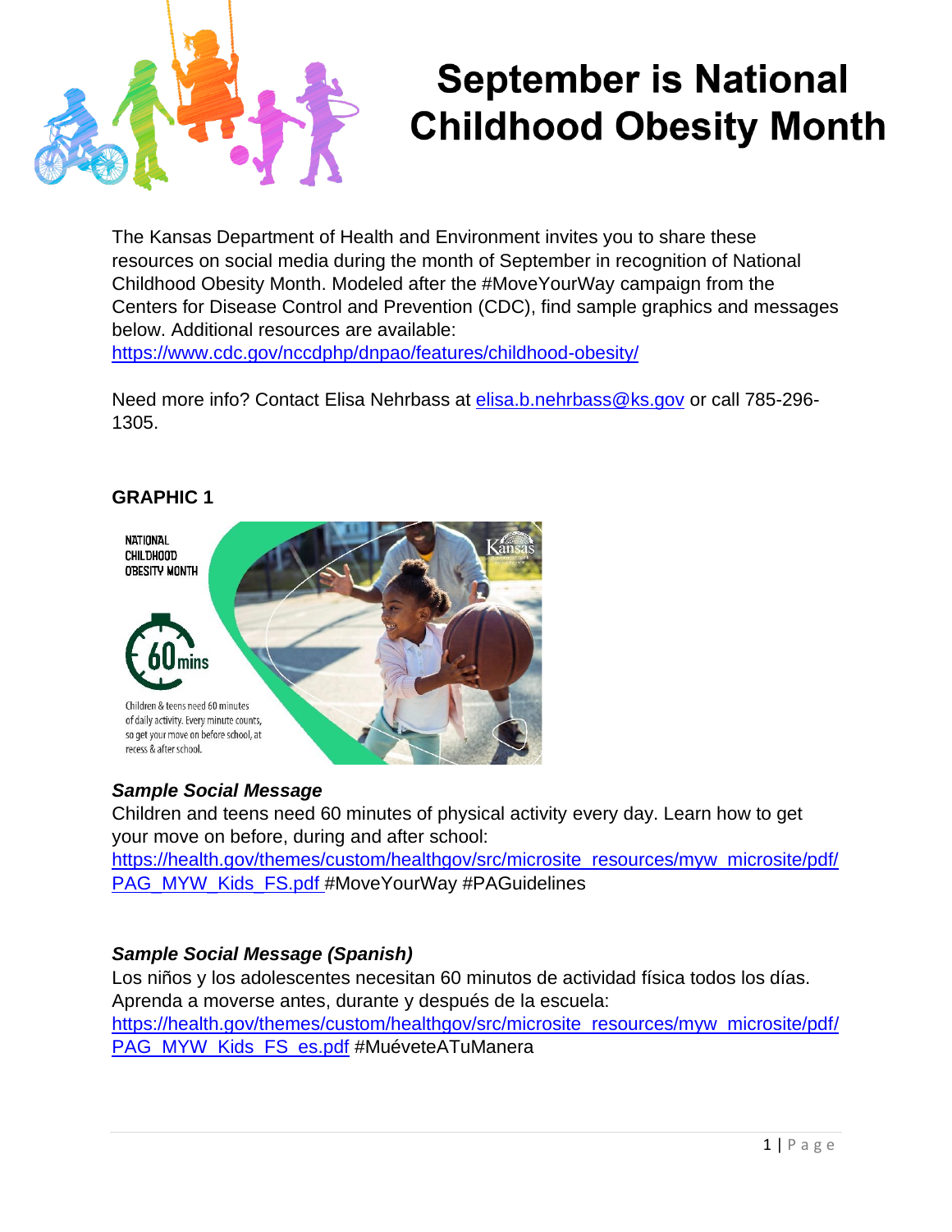# September is National Childhood Obesity Month

The Kansas Department of Health and Environment invites you to share these resources on social media during the month of September in recognition of National Childhood Obesity Month. Modeled after the #MoveYourWay campaign from the Centers for Disease Control and Prevention (CDC), find sample graphics and messages below. Additional resources are available: https://www.cdc.gov/nccdphp/dnpao/features/childhood-obesity/

Need more info? Contact Elisa Nehrbass at elisa.b.nehrbass@ks.gov or call 785-296-1305.

## GRAPHIC 1

NATIONAL CHILDHOOD OBESITY MONTH

60 mins

Children & teens need 60 minutes of daily activity. Every minute counts, so get your move on before school, at recess & after school.

### *Sample Social Message*

Children and teens need 60 minutes of physical activity every day. Learn how to get your move on before, during and after school: https://health.gov/themes/custom/healthgov/src/microsite_resources/myw_microsite/pdf/PAG_MYW_Kids_FS.pdf #MoveYourWay #PAGuidelines

### *Sample Social Message (Spanish)*

Los niños y los adolescentes necesitan 60 minutos de actividad física todos los días. Aprenda a moverse antes, durante y después de la escuela: https://health.gov/themes/custom/healthgov/src/microsite_resources/myw_microsite/pdf/PAG_MYW_Kids_FS_es.pdf #MuéveteATuManera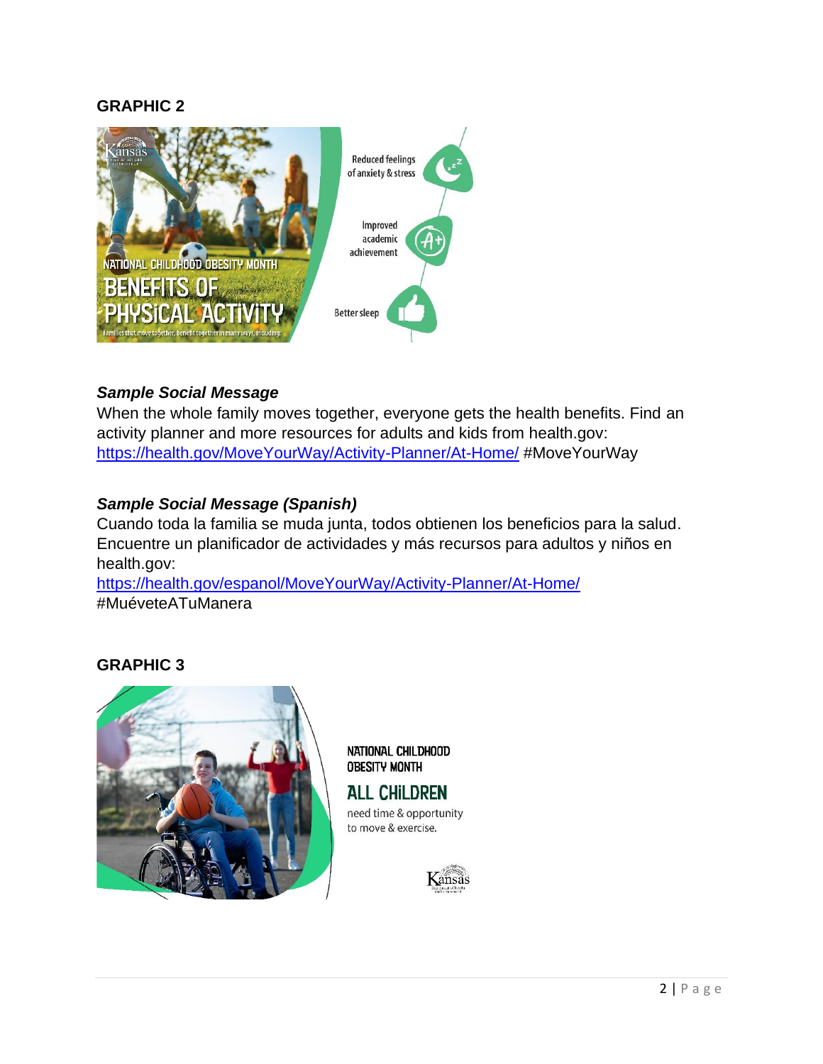**GRAPHIC 2**

NATIONAL CHILDHOOD OBESITY MONTH

BENEFITS OF PHYSICAL ACTIVITY

Families that move together, benefit together in many ways, including:

Reduced feelings of anxiety & stress

Improved academic achievement

Better sleep

***Sample Social Message***

When the whole family moves together, everyone gets the health benefits. Find an activity planner and more resources for adults and kids from health.gov: [https://health.gov/MoveYourWay/Activity-Planner/At-Home/](https://health.gov/MoveYourWay/Activity-Planner/At-Home/) #MoveYourWay

***Sample Social Message (Spanish)***

Cuando toda la familia se muda junta, todos obtienen los beneficios para la salud. Encuentre un planificador de actividades y más recursos para adultos y niños en health.gov:
[https://health.gov/espanol/MoveYourWay/Activity-Planner/At-Home/](https://health.gov/espanol/MoveYourWay/Activity-Planner/At-Home/)
#MuéveteATuManera

**GRAPHIC 3**

NATIONAL CHILDHOOD OBESITY MONTH

ALL CHILDREN

need time & opportunity to move & exercise.

Kansas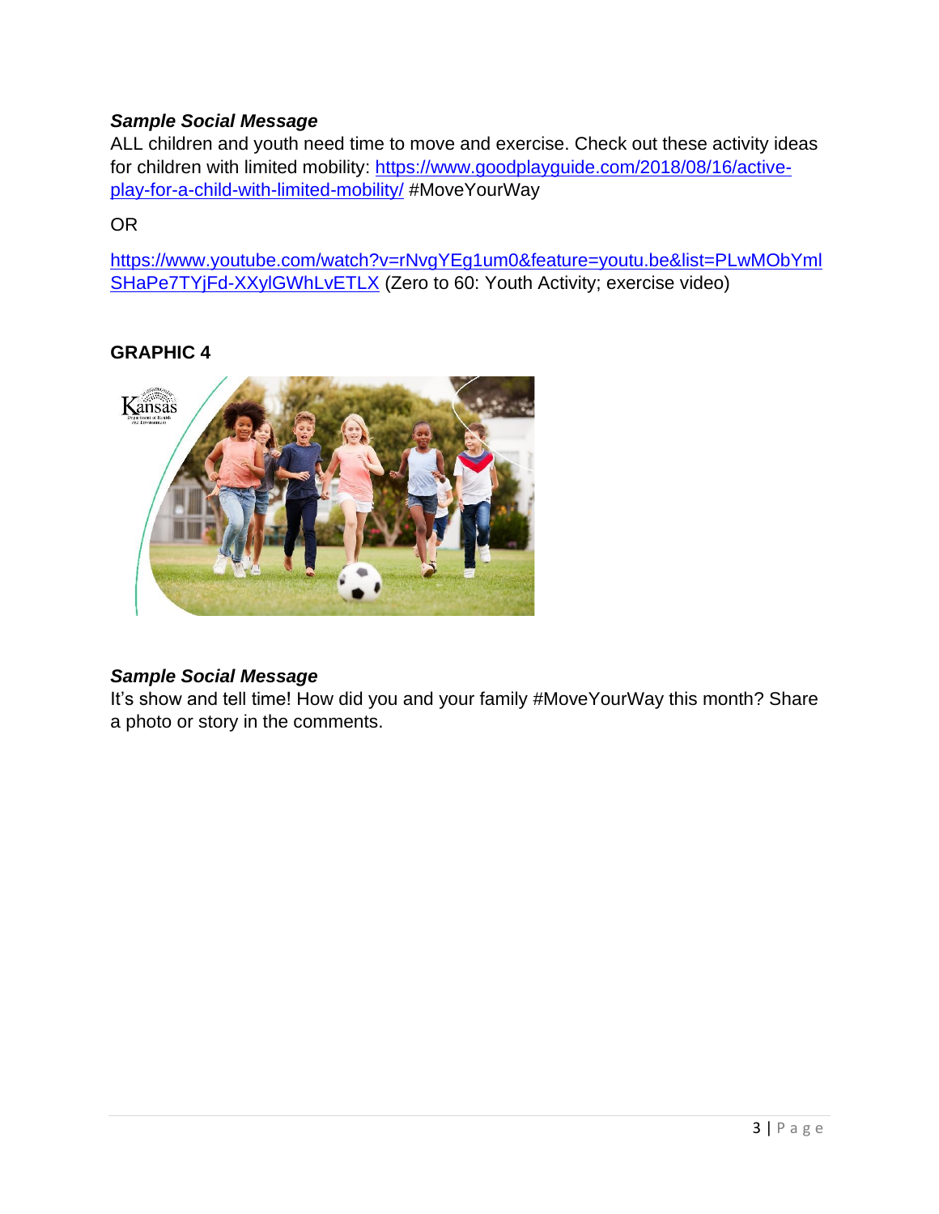***Sample Social Message***

ALL children and youth need time to move and exercise. Check out these activity ideas for children with limited mobility: https://www.goodplayguide.com/2018/08/16/active-play-for-a-child-with-limited-mobility/ #MoveYourWay

OR

https://www.youtube.com/watch?v=rNvgYEg1um0&feature=youtu.be&list=PLwMObYmlSHaPe7TYjFd-XXylGWhLvETLX (Zero to 60: Youth Activity; exercise video)

**GRAPHIC 4**

***Sample Social Message***

It's show and tell time! How did you and your family #MoveYourWay this month? Share a photo or story in the comments.